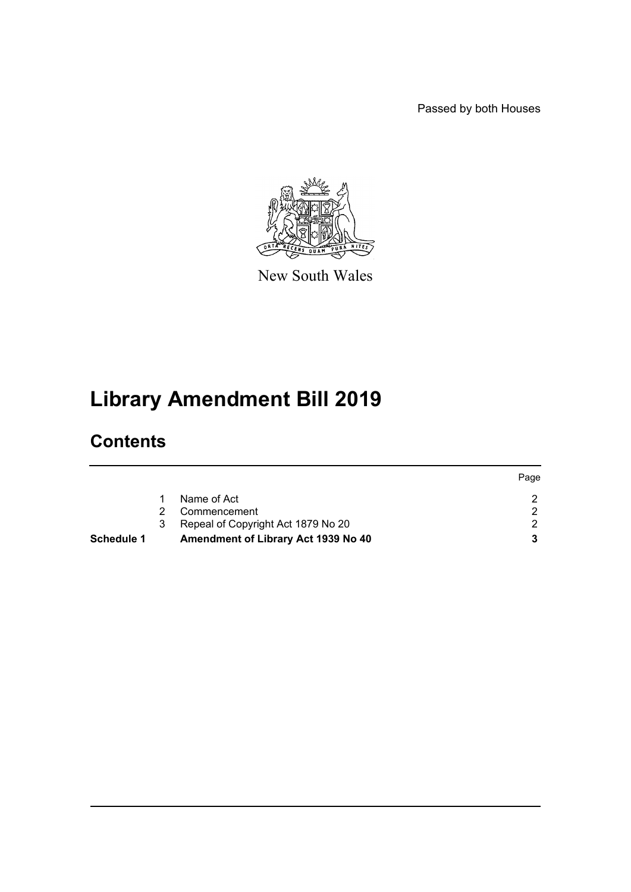Passed by both Houses

New South Wales

# Library Amendment Bill 2019

## Contents

| | | | Page |
|---|---|---|---|
| | 1 | Name of Act | 2 |
| | 2 | Commencement | 2 |
| | 3 | Repeal of Copyright Act 1879 No 20 | 2 |
| **Schedule 1** | | **Amendment of Library Act 1939 No 40** | **3** |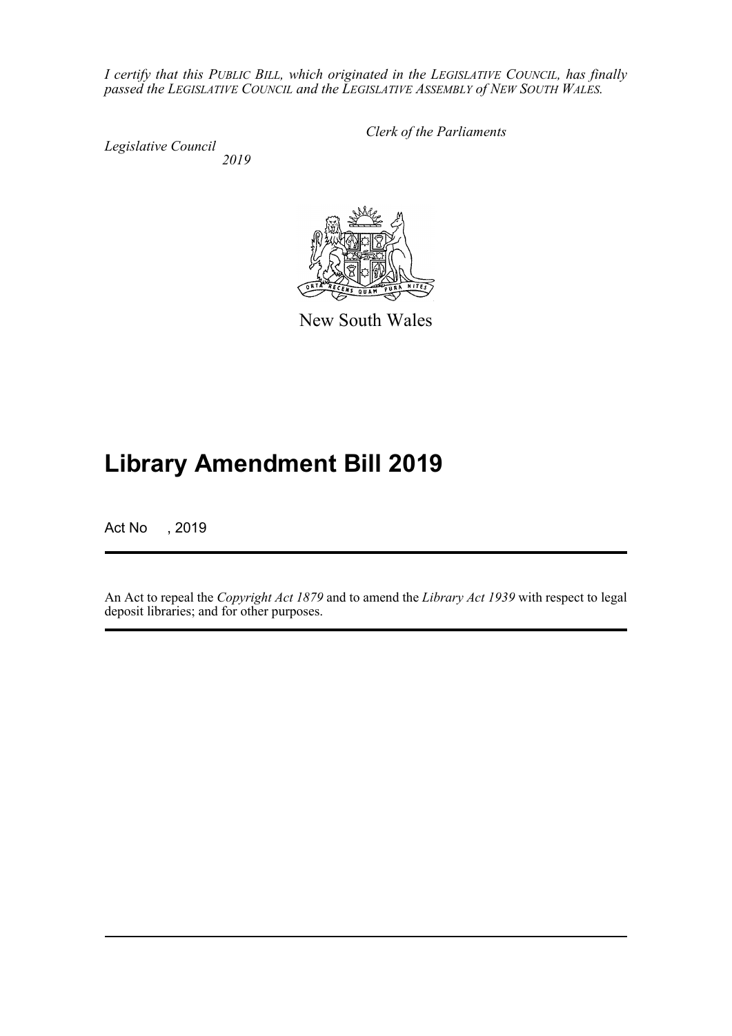*I certify that this PUBLIC BILL, which originated in the LEGISLATIVE COUNCIL, has finally passed the LEGISLATIVE COUNCIL and the LEGISLATIVE ASSEMBLY of NEW SOUTH WALES.*

*Clerk of the Parliaments*

*Legislative Council*
*2019*

New South Wales

# Library Amendment Bill 2019

Act No , 2019

An Act to repeal the *Copyright Act 1879* and to amend the *Library Act 1939* with respect to legal deposit libraries; and for other purposes.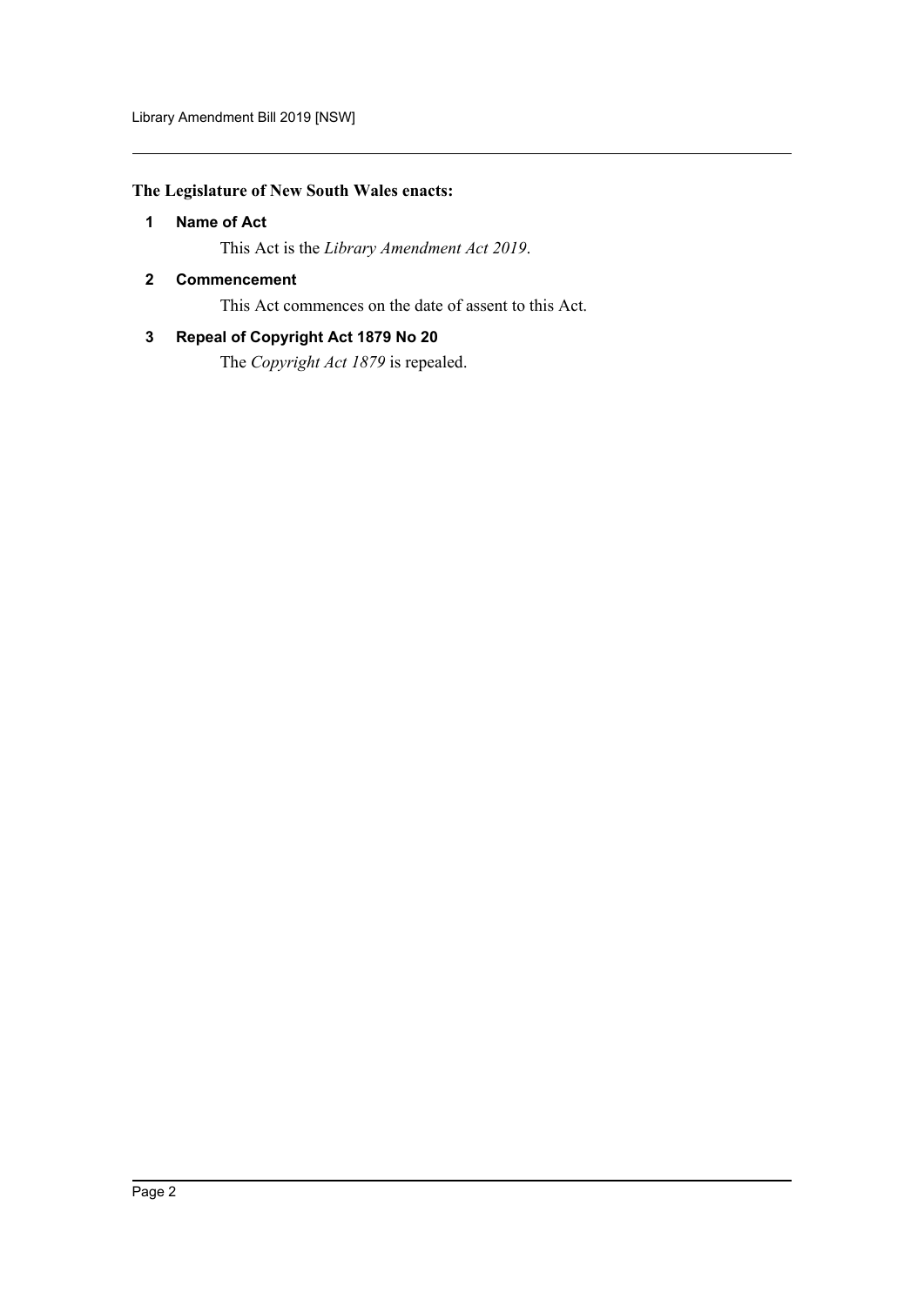**The Legislature of New South Wales enacts:**

### 1 Name of Act

This Act is the *Library Amendment Act 2019*.

### 2 Commencement

This Act commences on the date of assent to this Act.

### 3 Repeal of Copyright Act 1879 No 20

The *Copyright Act 1879* is repealed.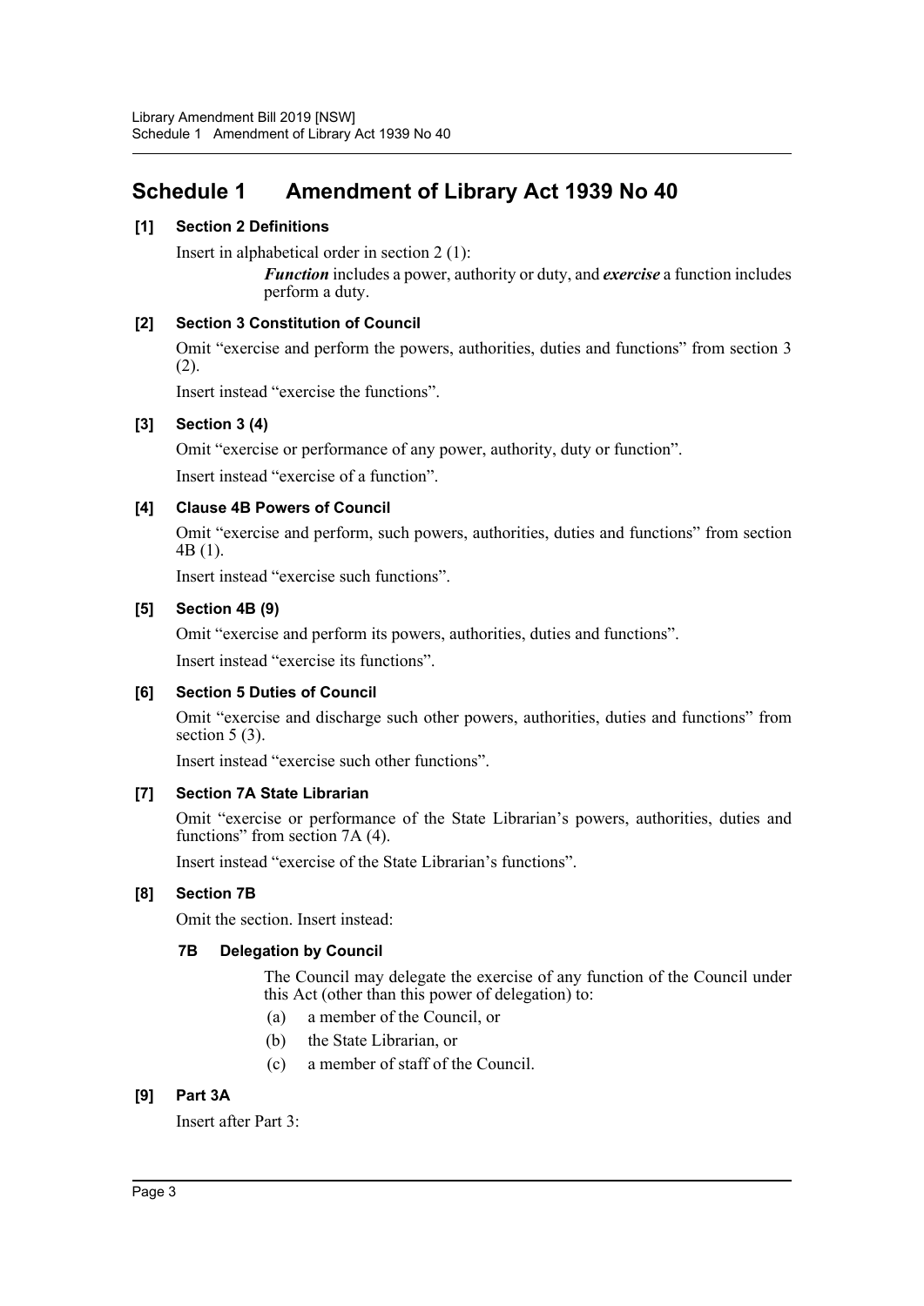# Schedule 1 Amendment of Library Act 1939 No 40

**[1] Section 2 Definitions**

Insert in alphabetical order in section 2 (1):

> ***Function*** includes a power, authority or duty, and ***exercise*** a function includes perform a duty.

**[2] Section 3 Constitution of Council**

Omit "exercise and perform the powers, authorities, duties and functions" from section 3 (2).

Insert instead "exercise the functions".

**[3] Section 3 (4)**

Omit "exercise or performance of any power, authority, duty or function".

Insert instead "exercise of a function".

**[4] Clause 4B Powers of Council**

Omit "exercise and perform, such powers, authorities, duties and functions" from section 4B (1).

Insert instead "exercise such functions".

**[5] Section 4B (9)**

Omit "exercise and perform its powers, authorities, duties and functions".

Insert instead "exercise its functions".

**[6] Section 5 Duties of Council**

Omit "exercise and discharge such other powers, authorities, duties and functions" from section 5 (3).

Insert instead "exercise such other functions".

**[7] Section 7A State Librarian**

Omit "exercise or performance of the State Librarian's powers, authorities, duties and functions" from section 7A (4).

Insert instead "exercise of the State Librarian's functions".

**[8] Section 7B**

Omit the section. Insert instead:

**7B Delegation by Council**

The Council may delegate the exercise of any function of the Council under this Act (other than this power of delegation) to:

(a) a member of the Council, or

(b) the State Librarian, or

(c) a member of staff of the Council.

**[9] Part 3A**

Insert after Part 3: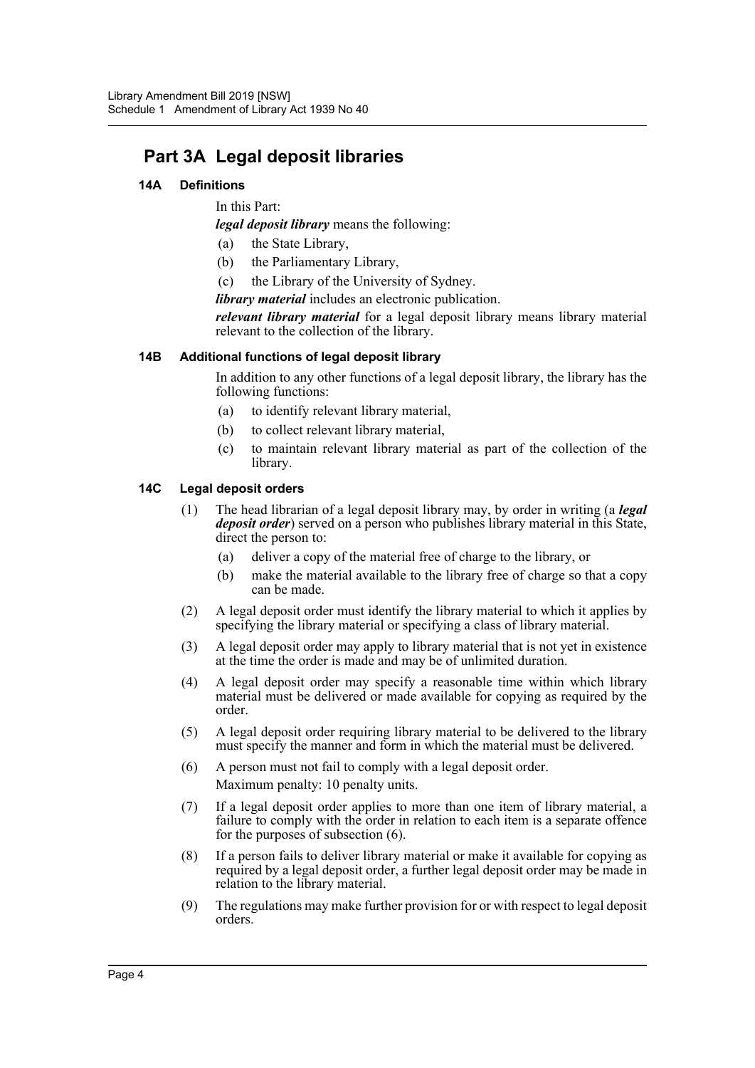# Part 3A Legal deposit libraries

### 14A Definitions

In this Part:

***legal deposit library*** means the following:

(a) the State Library,

(b) the Parliamentary Library,

(c) the Library of the University of Sydney.

***library material*** includes an electronic publication.

***relevant library material*** for a legal deposit library means library material relevant to the collection of the library.

### 14B Additional functions of legal deposit library

In addition to any other functions of a legal deposit library, the library has the following functions:

(a) to identify relevant library material,

(b) to collect relevant library material,

(c) to maintain relevant library material as part of the collection of the library.

### 14C Legal deposit orders

(1) The head librarian of a legal deposit library may, by order in writing (a ***legal deposit order***) served on a person who publishes library material in this State, direct the person to:

(a) deliver a copy of the material free of charge to the library, or

(b) make the material available to the library free of charge so that a copy can be made.

(2) A legal deposit order must identify the library material to which it applies by specifying the library material or specifying a class of library material.

(3) A legal deposit order may apply to library material that is not yet in existence at the time the order is made and may be of unlimited duration.

(4) A legal deposit order may specify a reasonable time within which library material must be delivered or made available for copying as required by the order.

(5) A legal deposit order requiring library material to be delivered to the library must specify the manner and form in which the material must be delivered.

(6) A person must not fail to comply with a legal deposit order.
Maximum penalty: 10 penalty units.

(7) If a legal deposit order applies to more than one item of library material, a failure to comply with the order in relation to each item is a separate offence for the purposes of subsection (6).

(8) If a person fails to deliver library material or make it available for copying as required by a legal deposit order, a further legal deposit order may be made in relation to the library material.

(9) The regulations may make further provision for or with respect to legal deposit orders.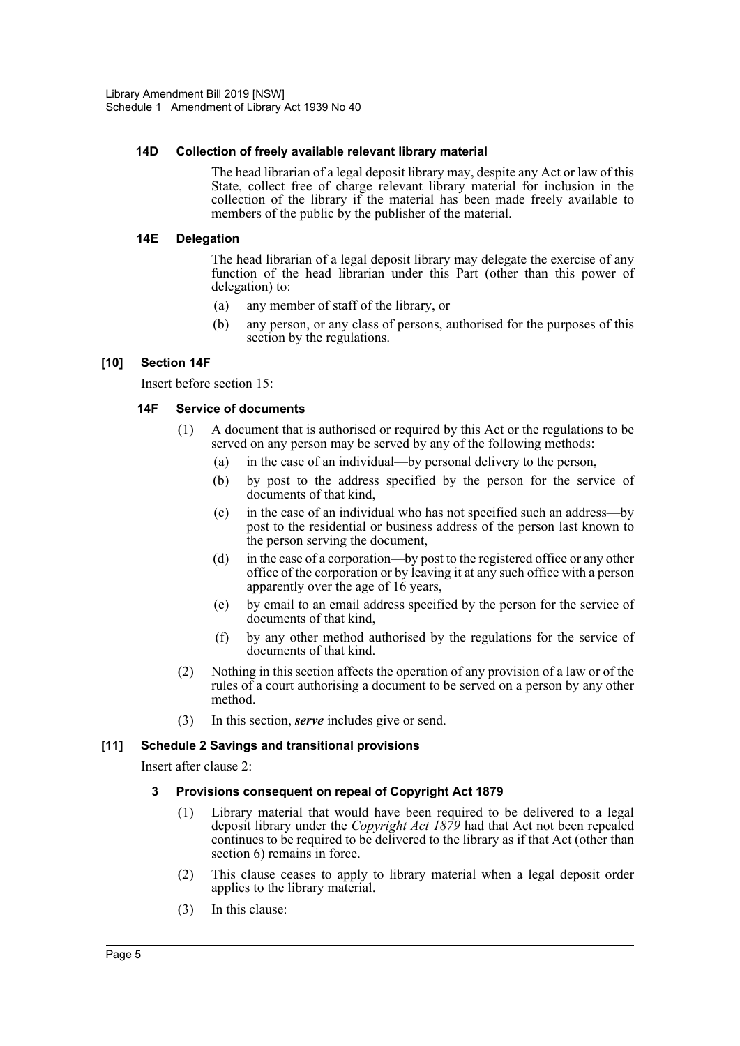#### 14D Collection of freely available relevant library material

The head librarian of a legal deposit library may, despite any Act or law of this State, collect free of charge relevant library material for inclusion in the collection of the library if the material has been made freely available to members of the public by the publisher of the material.

#### 14E Delegation

The head librarian of a legal deposit library may delegate the exercise of any function of the head librarian under this Part (other than this power of delegation) to:

(a) any member of staff of the library, or

(b) any person, or any class of persons, authorised for the purposes of this section by the regulations.

### [10] Section 14F

Insert before section 15:

#### 14F Service of documents

(1) A document that is authorised or required by this Act or the regulations to be served on any person may be served by any of the following methods:

(a) in the case of an individual—by personal delivery to the person,

(b) by post to the address specified by the person for the service of documents of that kind,

(c) in the case of an individual who has not specified such an address—by post to the residential or business address of the person last known to the person serving the document,

(d) in the case of a corporation—by post to the registered office or any other office of the corporation or by leaving it at any such office with a person apparently over the age of 16 years,

(e) by email to an email address specified by the person for the service of documents of that kind,

(f) by any other method authorised by the regulations for the service of documents of that kind.

(2) Nothing in this section affects the operation of any provision of a law or of the rules of a court authorising a document to be served on a person by any other method.

(3) In this section, ***serve*** includes give or send.

### [11] Schedule 2 Savings and transitional provisions

Insert after clause 2:

#### 3 Provisions consequent on repeal of Copyright Act 1879

(1) Library material that would have been required to be delivered to a legal deposit library under the *Copyright Act 1879* had that Act not been repealed continues to be required to be delivered to the library as if that Act (other than section 6) remains in force.

(2) This clause ceases to apply to library material when a legal deposit order applies to the library material.

(3) In this clause: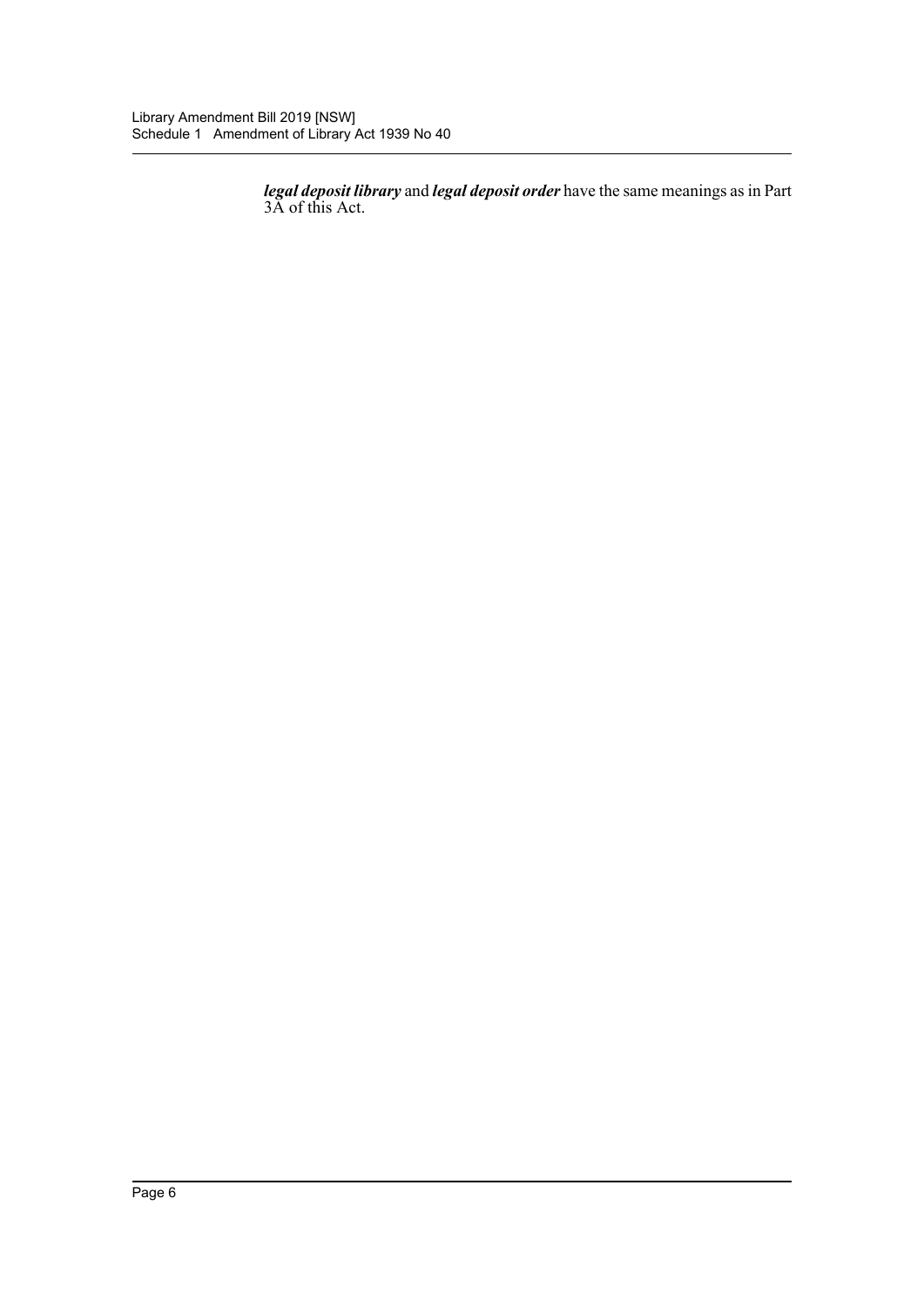***legal deposit library*** and ***legal deposit order*** have the same meanings as in Part 3A of this Act.